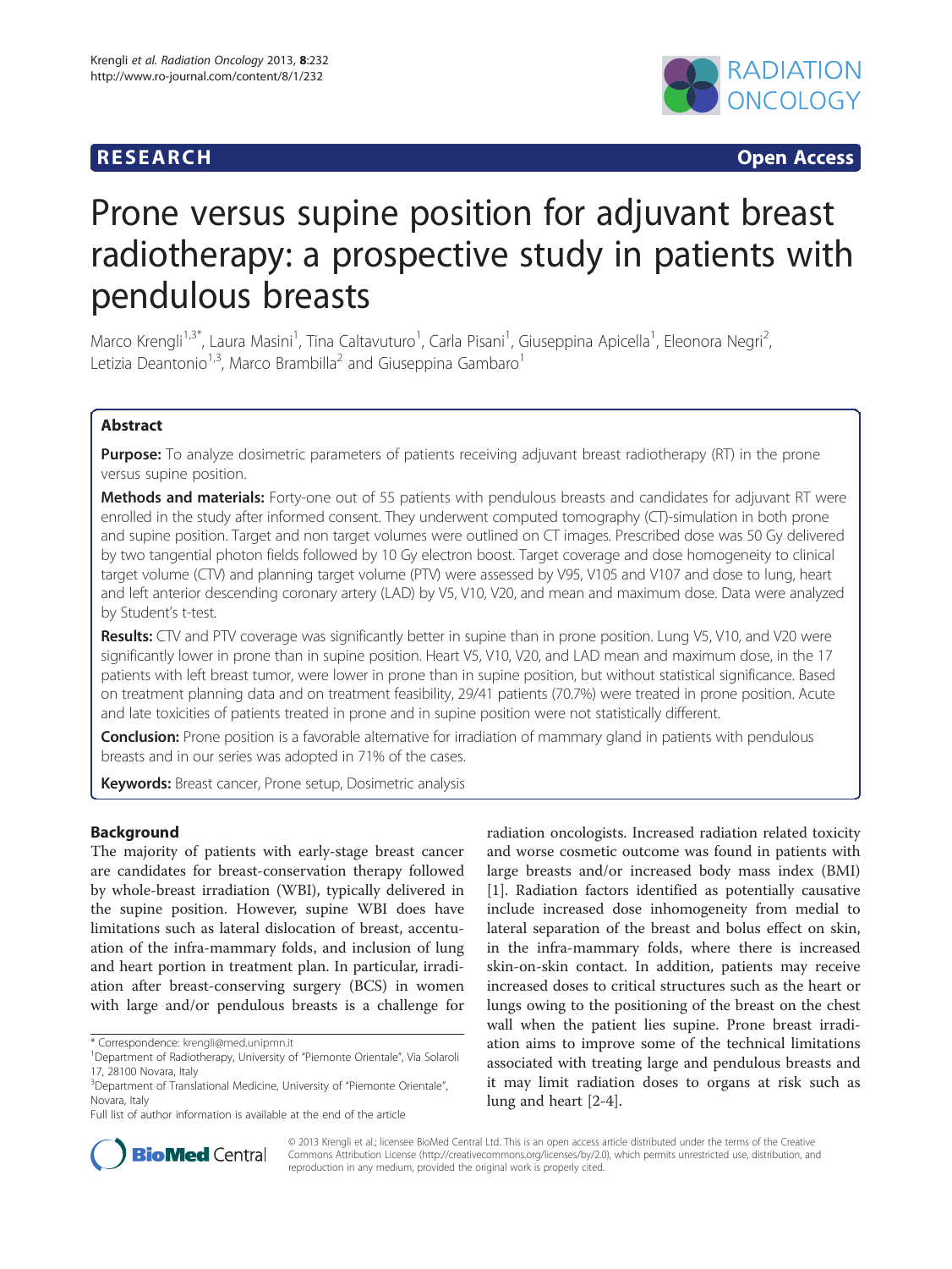RESEARCH Open Access

# Prone versus supine position for adjuvant breast radiotherapy: a prospective study in patients with pendulous breasts

Marco Krengli[1,3*], Laura Masini[1], Tina Caltavuturo[1], Carla Pisani[1], Giuseppina Apicella[1], Eleonora Negri[2], Letizia Deantonio[1,3], Marco Brambilla[2] and Giuseppina Gambaro[1]

## Abstract

**Purpose:** To analyze dosimetric parameters of patients receiving adjuvant breast radiotherapy (RT) in the prone versus supine position.

**Methods and materials:** Forty-one out of 55 patients with pendulous breasts and candidates for adjuvant RT were enrolled in the study after informed consent. They underwent computed tomography (CT)-simulation in both prone and supine position. Target and non target volumes were outlined on CT images. Prescribed dose was 50 Gy delivered by two tangential photon fields followed by 10 Gy electron boost. Target coverage and dose homogeneity to clinical target volume (CTV) and planning target volume (PTV) were assessed by V95, V105 and V107 and dose to lung, heart and left anterior descending coronary artery (LAD) by V5, V10, V20, and mean and maximum dose. Data were analyzed by Student's t-test.

**Results:** CTV and PTV coverage was significantly better in supine than in prone position. Lung V5, V10, and V20 were significantly lower in prone than in supine position. Heart V5, V10, V20, and LAD mean and maximum dose, in the 17 patients with left breast tumor, were lower in prone than in supine position, but without statistical significance. Based on treatment planning data and on treatment feasibility, 29/41 patients (70.7%) were treated in prone position. Acute and late toxicities of patients treated in prone and in supine position were not statistically different.

**Conclusion:** Prone position is a favorable alternative for irradiation of mammary gland in patients with pendulous breasts and in our series was adopted in 71% of the cases.

**Keywords:** Breast cancer, Prone setup, Dosimetric analysis

## Background

The majority of patients with early-stage breast cancer are candidates for breast-conservation therapy followed by whole-breast irradiation (WBI), typically delivered in the supine position. However, supine WBI does have limitations such as lateral dislocation of breast, accentuation of the infra-mammary folds, and inclusion of lung and heart portion in treatment plan. In particular, irradiation after breast-conserving surgery (BCS) in women with large and/or pendulous breasts is a challenge for radiation oncologists. Increased radiation related toxicity and worse cosmetic outcome was found in patients with large breasts and/or increased body mass index (BMI) [1]. Radiation factors identified as potentially causative include increased dose inhomogeneity from medial to lateral separation of the breast and bolus effect on skin, in the infra-mammary folds, where there is increased skin-on-skin contact. In addition, patients may receive increased doses to critical structures such as the heart or lungs owing to the positioning of the breast on the chest wall when the patient lies supine. Prone breast irradiation aims to improve some of the technical limitations associated with treating large and pendulous breasts and it may limit radiation doses to organs at risk such as lung and heart [2-4].

\* Correspondence: krengli@med.unipmn.it
[1]Department of Radiotherapy, University of "Piemonte Orientale", Via Solaroli 17, 28100 Novara, Italy
[3]Department of Translational Medicine, University of "Piemonte Orientale", Novara, Italy
Full list of author information is available at the end of the article

© 2013 Krengli et al.; licensee BioMed Central Ltd. This is an open access article distributed under the terms of the Creative Commons Attribution License (http://creativecommons.org/licenses/by/2.0), which permits unrestricted use, distribution, and reproduction in any medium, provided the original work is properly cited.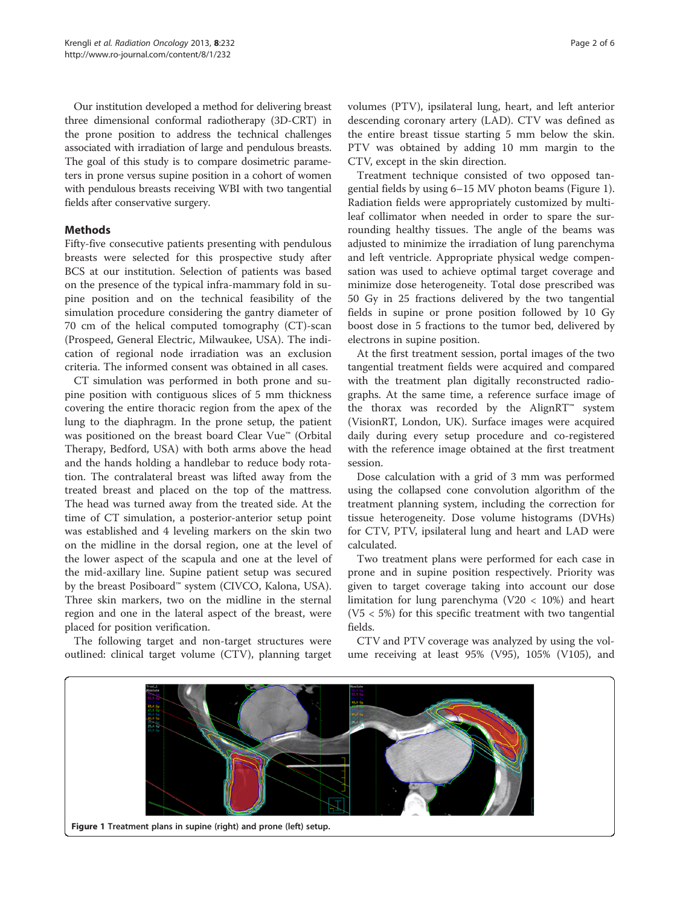Our institution developed a method for delivering breast three dimensional conformal radiotherapy (3D-CRT) in the prone position to address the technical challenges associated with irradiation of large and pendulous breasts. The goal of this study is to compare dosimetric parameters in prone versus supine position in a cohort of women with pendulous breasts receiving WBI with two tangential fields after conservative surgery.

## Methods

Fifty-five consecutive patients presenting with pendulous breasts were selected for this prospective study after BCS at our institution. Selection of patients was based on the presence of the typical infra-mammary fold in supine position and on the technical feasibility of the simulation procedure considering the gantry diameter of 70 cm of the helical computed tomography (CT)-scan (Prospeed, General Electric, Milwaukee, USA). The indication of regional node irradiation was an exclusion criteria. The informed consent was obtained in all cases.

CT simulation was performed in both prone and supine position with contiguous slices of 5 mm thickness covering the entire thoracic region from the apex of the lung to the diaphragm. In the prone setup, the patient was positioned on the breast board Clear Vue™ (Orbital Therapy, Bedford, USA) with both arms above the head and the hands holding a handlebar to reduce body rotation. The contralateral breast was lifted away from the treated breast and placed on the top of the mattress. The head was turned away from the treated side. At the time of CT simulation, a posterior-anterior setup point was established and 4 leveling markers on the skin two on the midline in the dorsal region, one at the level of the lower aspect of the scapula and one at the level of the mid-axillary line. Supine patient setup was secured by the breast Posiboard™ system (CIVCO, Kalona, USA). Three skin markers, two on the midline in the sternal region and one in the lateral aspect of the breast, were placed for position verification.

The following target and non-target structures were outlined: clinical target volume (CTV), planning target volumes (PTV), ipsilateral lung, heart, and left anterior descending coronary artery (LAD). CTV was defined as the entire breast tissue starting 5 mm below the skin. PTV was obtained by adding 10 mm margin to the CTV, except in the skin direction.

Treatment technique consisted of two opposed tangential fields by using 6–15 MV photon beams (Figure 1). Radiation fields were appropriately customized by multileaf collimator when needed in order to spare the surrounding healthy tissues. The angle of the beams was adjusted to minimize the irradiation of lung parenchyma and left ventricle. Appropriate physical wedge compensation was used to achieve optimal target coverage and minimize dose heterogeneity. Total dose prescribed was 50 Gy in 25 fractions delivered by the two tangential fields in supine or prone position followed by 10 Gy boost dose in 5 fractions to the tumor bed, delivered by electrons in supine position.

At the first treatment session, portal images of the two tangential treatment fields were acquired and compared with the treatment plan digitally reconstructed radiographs. At the same time, a reference surface image of the thorax was recorded by the AlignRT™ system (VisionRT, London, UK). Surface images were acquired daily during every setup procedure and co-registered with the reference image obtained at the first treatment session.

Dose calculation with a grid of 3 mm was performed using the collapsed cone convolution algorithm of the treatment planning system, including the correction for tissue heterogeneity. Dose volume histograms (DVHs) for CTV, PTV, ipsilateral lung and heart and LAD were calculated.

Two treatment plans were performed for each case in prone and in supine position respectively. Priority was given to target coverage taking into account our dose limitation for lung parenchyma (V20 < 10%) and heart (V5 < 5%) for this specific treatment with two tangential fields.

CTV and PTV coverage was analyzed by using the volume receiving at least 95% (V95), 105% (V105), and

**Figure 1** Treatment plans in supine (right) and prone (left) setup.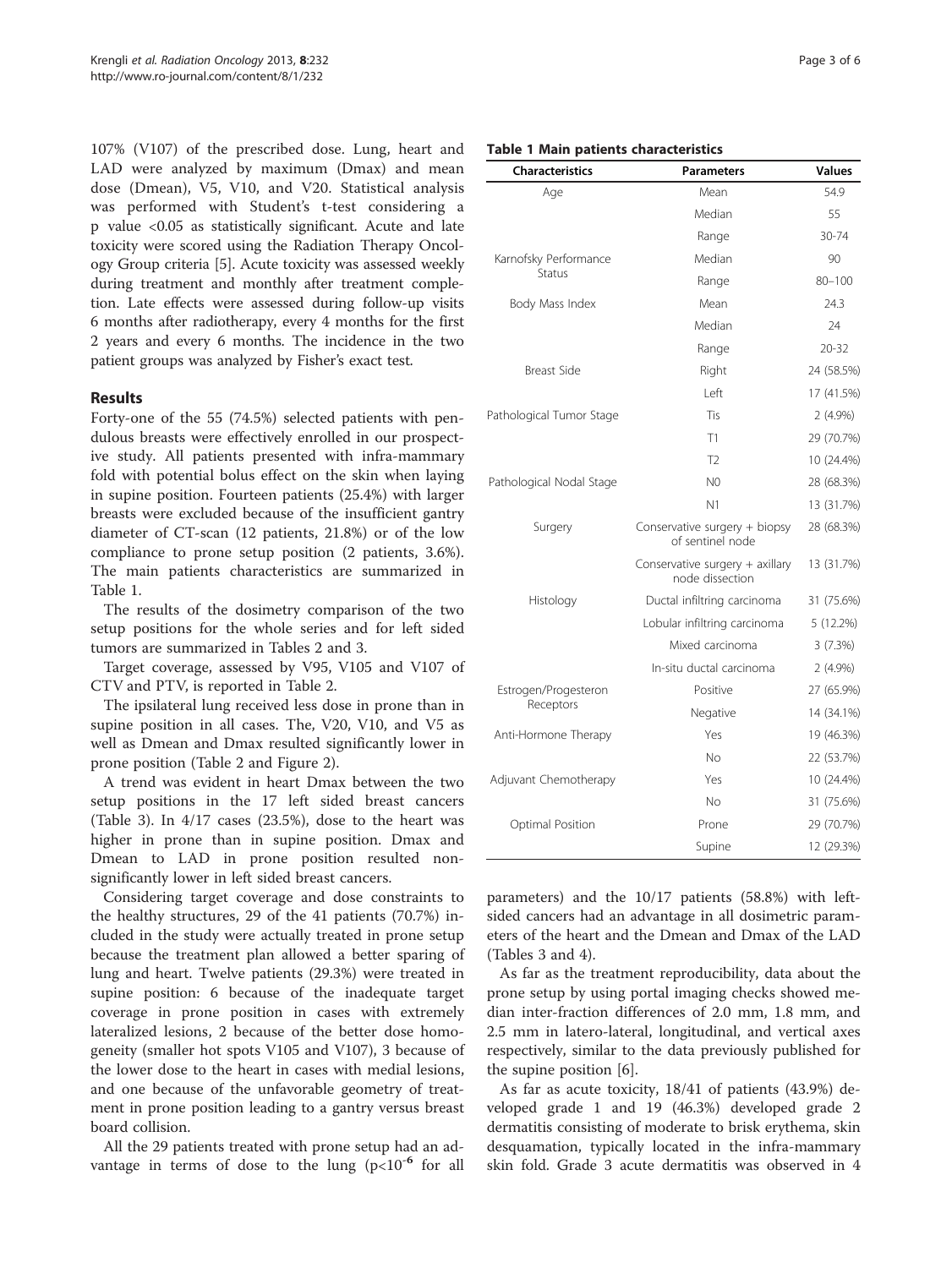107% (V107) of the prescribed dose. Lung, heart and LAD were analyzed by maximum (Dmax) and mean dose (Dmean), V5, V10, and V20. Statistical analysis was performed with Student's t-test considering a p value <0.05 as statistically significant. Acute and late toxicity were scored using the Radiation Therapy Oncology Group criteria [5]. Acute toxicity was assessed weekly during treatment and monthly after treatment completion. Late effects were assessed during follow-up visits 6 months after radiotherapy, every 4 months for the first 2 years and every 6 months. The incidence in the two patient groups was analyzed by Fisher's exact test.

## Results

Forty-one of the 55 (74.5%) selected patients with pendulous breasts were effectively enrolled in our prospective study. All patients presented with infra-mammary fold with potential bolus effect on the skin when laying in supine position. Fourteen patients (25.4%) with larger breasts were excluded because of the insufficient gantry diameter of CT-scan (12 patients, 21.8%) or of the low compliance to prone setup position (2 patients, 3.6%). The main patients characteristics are summarized in Table 1.

The results of the dosimetry comparison of the two setup positions for the whole series and for left sided tumors are summarized in Tables 2 and 3.

Target coverage, assessed by V95, V105 and V107 of CTV and PTV, is reported in Table 2.

The ipsilateral lung received less dose in prone than in supine position in all cases. The, V20, V10, and V5 as well as Dmean and Dmax resulted significantly lower in prone position (Table 2 and Figure 2).

A trend was evident in heart Dmax between the two setup positions in the 17 left sided breast cancers (Table 3). In 4/17 cases (23.5%), dose to the heart was higher in prone than in supine position. Dmax and Dmean to LAD in prone position resulted non-significantly lower in left sided breast cancers.

Considering target coverage and dose constraints to the healthy structures, 29 of the 41 patients (70.7%) included in the study were actually treated in prone setup because the treatment plan allowed a better sparing of lung and heart. Twelve patients (29.3%) were treated in supine position: 6 because of the inadequate target coverage in prone position in cases with extremely lateralized lesions, 2 because of the better dose homogeneity (smaller hot spots V105 and V107), 3 because of the lower dose to the heart in cases with medial lesions, and one because of the unfavorable geometry of treatment in prone position leading to a gantry versus breast board collision.

All the 29 patients treated with prone setup had an advantage in terms of dose to the lung ($p<10^{-6}$ for all parameters) and the 10/17 patients (58.8%) with left-sided cancers had an advantage in all dosimetric parameters of the heart and the Dmean and Dmax of the LAD (Tables 3 and 4).

As far as the treatment reproducibility, data about the prone setup by using portal imaging checks showed median inter-fraction differences of 2.0 mm, 1.8 mm, and 2.5 mm in latero-lateral, longitudinal, and vertical axes respectively, similar to the data previously published for the supine position [6].

As far as acute toxicity, 18/41 of patients (43.9%) developed grade 1 and 19 (46.3%) developed grade 2 dermatitis consisting of moderate to brisk erythema, skin desquamation, typically located in the infra-mammary skin fold. Grade 3 acute dermatitis was observed in 4

**Table 1 Main patients characteristics**

| Characteristics | Parameters | Values |
|---|---|---|
| Age | Mean | 54.9 |
| | Median | 55 |
| | Range | 30-74 |
| Karnofsky Performance Status | Median | 90 |
| | Range | 80–100 |
| Body Mass Index | Mean | 24.3 |
| | Median | 24 |
| | Range | 20-32 |
| Breast Side | Right | 24 (58.5%) |
| | Left | 17 (41.5%) |
| Pathological Tumor Stage | Tis | 2 (4.9%) |
| | T1 | 29 (70.7%) |
| | T2 | 10 (24.4%) |
| Pathological Nodal Stage | N0 | 28 (68.3%) |
| | N1 | 13 (31.7%) |
| Surgery | Conservative surgery + biopsy of sentinel node | 28 (68.3%) |
| | Conservative surgery + axillary node dissection | 13 (31.7%) |
| Histology | Ductal infiltring carcinoma | 31 (75.6%) |
| | Lobular infiltring carcinoma | 5 (12.2%) |
| | Mixed carcinoma | 3 (7.3%) |
| | In-situ ductal carcinoma | 2 (4.9%) |
| Estrogen/Progesteron Receptors | Positive | 27 (65.9%) |
| | Negative | 14 (34.1%) |
| Anti-Hormone Therapy | Yes | 19 (46.3%) |
| | No | 22 (53.7%) |
| Adjuvant Chemotherapy | Yes | 10 (24.4%) |
| | No | 31 (75.6%) |
| Optimal Position | Prone | 29 (70.7%) |
| | Supine | 12 (29.3%) |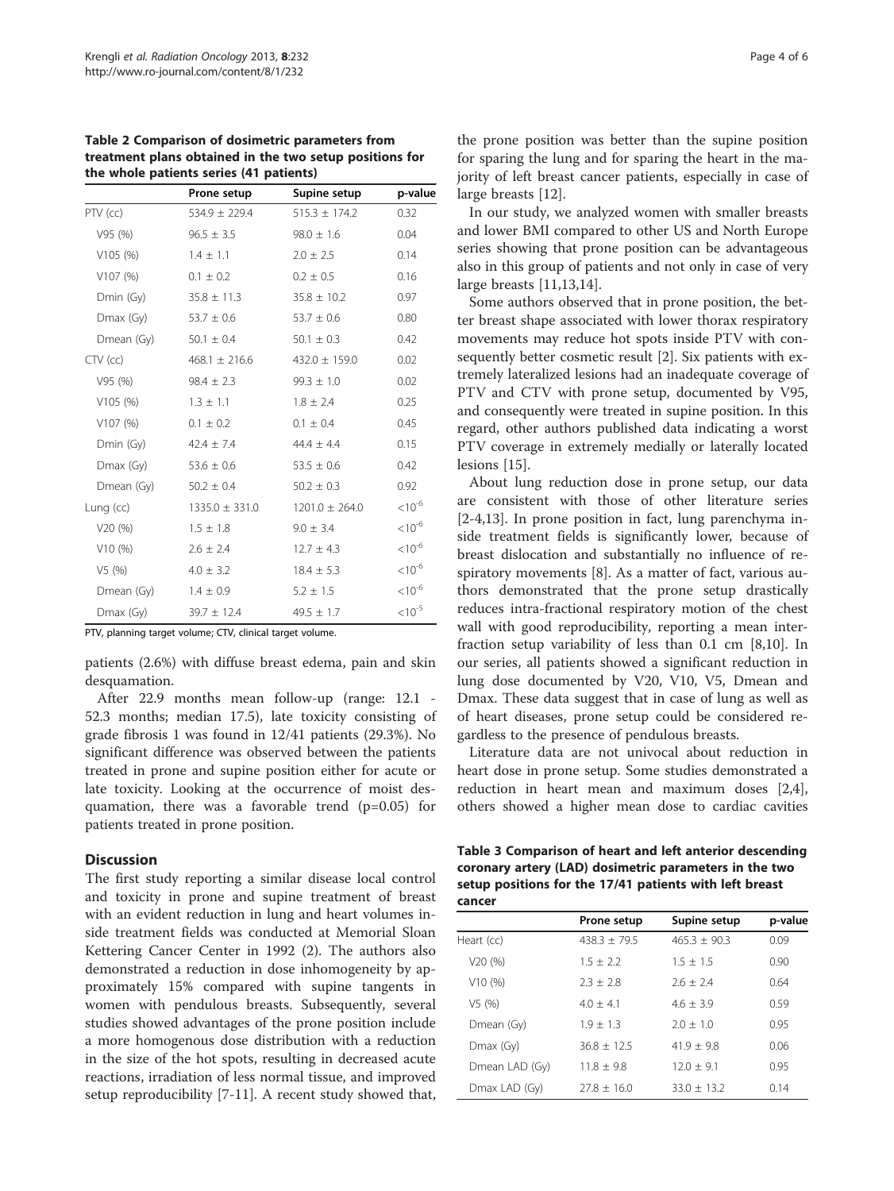**Table 2 Comparison of dosimetric parameters from treatment plans obtained in the two setup positions for the whole patients series (41 patients)**

| | Prone setup | Supine setup | p-value |
|---|---|---|---|
| PTV (cc) | 534.9 ± 229.4 | 515.3 ± 174.2 | 0.32 |
| V95 (%) | 96.5 ± 3.5 | 98.0 ± 1.6 | 0.04 |
| V105 (%) | 1.4 ± 1.1 | 2.0 ± 2.5 | 0.14 |
| V107 (%) | 0.1 ± 0.2 | 0.2 ± 0.5 | 0.16 |
| Dmin (Gy) | 35.8 ± 11.3 | 35.8 ± 10.2 | 0.97 |
| Dmax (Gy) | 53.7 ± 0.6 | 53.7 ± 0.6 | 0.80 |
| Dmean (Gy) | 50.1 ± 0.4 | 50.1 ± 0.3 | 0.42 |
| CTV (cc) | 468.1 ± 216.6 | 432.0 ± 159.0 | 0.02 |
| V95 (%) | 98.4 ± 2.3 | 99.3 ± 1.0 | 0.02 |
| V105 (%) | 1.3 ± 1.1 | 1.8 ± 2.4 | 0.25 |
| V107 (%) | 0.1 ± 0.2 | 0.1 ± 0.4 | 0.45 |
| Dmin (Gy) | 42.4 ± 7.4 | 44.4 ± 4.4 | 0.15 |
| Dmax (Gy) | 53.6 ± 0.6 | 53.5 ± 0.6 | 0.42 |
| Dmean (Gy) | 50.2 ± 0.4 | 50.2 ± 0.3 | 0.92 |
| Lung (cc) | 1335.0 ± 331.0 | 1201.0 ± 264.0 | $<10^{-6}$ |
| V20 (%) | 1.5 ± 1.8 | 9.0 ± 3.4 | $<10^{-6}$ |
| V10 (%) | 2.6 ± 2.4 | 12.7 ± 4.3 | $<10^{-6}$ |
| V5 (%) | 4.0 ± 3.2 | 18.4 ± 5.3 | $<10^{-6}$ |
| Dmean (Gy) | 1.4 ± 0.9 | 5.2 ± 1.5 | $<10^{-6}$ |
| Dmax (Gy) | 39.7 ± 12.4 | 49.5 ± 1.7 | $<10^{-5}$ |

PTV, planning target volume; CTV, clinical target volume.

patients (2.6%) with diffuse breast edema, pain and skin desquamation.

After 22.9 months mean follow-up (range: 12.1 - 52.3 months; median 17.5), late toxicity consisting of grade fibrosis 1 was found in 12/41 patients (29.3%). No significant difference was observed between the patients treated in prone and supine position either for acute or late toxicity. Looking at the occurrence of moist desquamation, there was a favorable trend (p=0.05) for patients treated in prone position.

## Discussion

The first study reporting a similar disease local control and toxicity in prone and supine treatment of breast with an evident reduction in lung and heart volumes inside treatment fields was conducted at Memorial Sloan Kettering Cancer Center in 1992 (2). The authors also demonstrated a reduction in dose inhomogeneity by approximately 15% compared with supine tangents in women with pendulous breasts. Subsequently, several studies showed advantages of the prone position include a more homogenous dose distribution with a reduction in the size of the hot spots, resulting in decreased acute reactions, irradiation of less normal tissue, and improved setup reproducibility [7-11]. A recent study showed that, the prone position was better than the supine position for sparing the lung and for sparing the heart in the majority of left breast cancer patients, especially in case of large breasts [12].

In our study, we analyzed women with smaller breasts and lower BMI compared to other US and North Europe series showing that prone position can be advantageous also in this group of patients and not only in case of very large breasts [11,13,14].

Some authors observed that in prone position, the better breast shape associated with lower thorax respiratory movements may reduce hot spots inside PTV with consequently better cosmetic result [2]. Six patients with extremely lateralized lesions had an inadequate coverage of PTV and CTV with prone setup, documented by V95, and consequently were treated in supine position. In this regard, other authors published data indicating a worst PTV coverage in extremely medially or laterally located lesions [15].

About lung reduction dose in prone setup, our data are consistent with those of other literature series [2-4,13]. In prone position in fact, lung parenchyma inside treatment fields is significantly lower, because of breast dislocation and substantially no influence of respiratory movements [8]. As a matter of fact, various authors demonstrated that the prone setup drastically reduces intra-fractional respiratory motion of the chest wall with good reproducibility, reporting a mean interfraction setup variability of less than 0.1 cm [8,10]. In our series, all patients showed a significant reduction in lung dose documented by V20, V10, V5, Dmean and Dmax. These data suggest that in case of lung as well as of heart diseases, prone setup could be considered regardless to the presence of pendulous breasts.

Literature data are not univocal about reduction in heart dose in prone setup. Some studies demonstrated a reduction in heart mean and maximum doses [2,4], others showed a higher mean dose to cardiac cavities

**Table 3 Comparison of heart and left anterior descending coronary artery (LAD) dosimetric parameters in the two setup positions for the 17/41 patients with left breast cancer**

| | Prone setup | Supine setup | p-value |
|---|---|---|---|
| Heart (cc) | 438.3 ± 79.5 | 465.3 ± 90.3 | 0.09 |
| V20 (%) | 1.5 ± 2.2 | 1.5 ± 1.5 | 0.90 |
| V10 (%) | 2.3 ± 2.8 | 2.6 ± 2.4 | 0.64 |
| V5 (%) | 4.0 ± 4.1 | 4.6 ± 3.9 | 0.59 |
| Dmean (Gy) | 1.9 ± 1.3 | 2.0 ± 1.0 | 0.95 |
| Dmax (Gy) | 36.8 ± 12.5 | 41.9 ± 9.8 | 0.06 |
| Dmean LAD (Gy) | 11.8 ± 9.8 | 12.0 ± 9.1 | 0.95 |
| Dmax LAD (Gy) | 27.8 ± 16.0 | 33.0 ± 13.2 | 0.14 |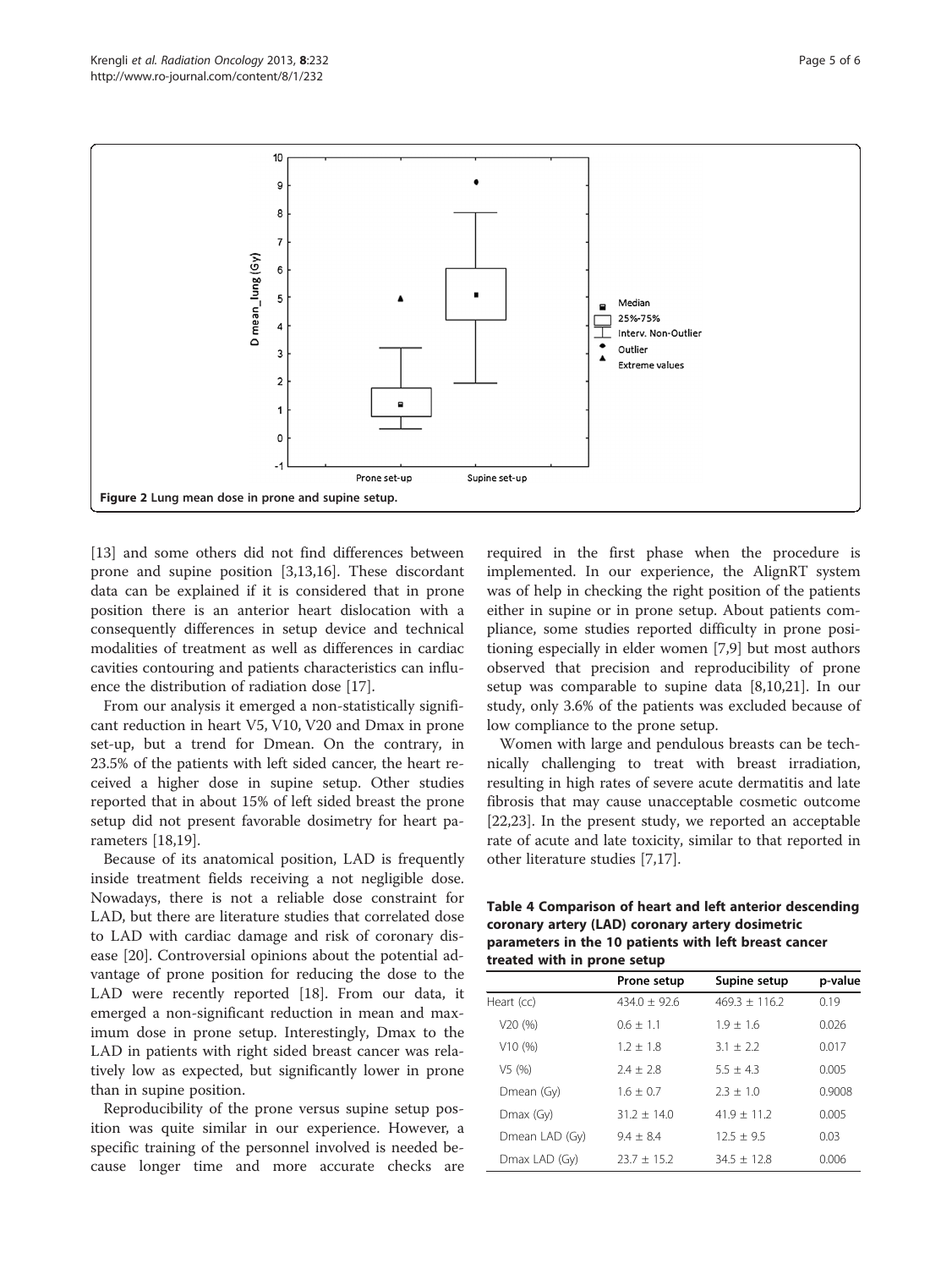Figure 2 Lung mean dose in prone and supine setup.

[13] and some others did not find differences between prone and supine position [3,13,16]. These discordant data can be explained if it is considered that in prone position there is an anterior heart dislocation with a consequently differences in setup device and technical modalities of treatment as well as differences in cardiac cavities contouring and patients characteristics can influence the distribution of radiation dose [17].

From our analysis it emerged a non-statistically significant reduction in heart V5, V10, V20 and Dmax in prone set-up, but a trend for Dmean. On the contrary, in 23.5% of the patients with left sided cancer, the heart received a higher dose in supine setup. Other studies reported that in about 15% of left sided breast the prone setup did not present favorable dosimetry for heart parameters [18,19].

Because of its anatomical position, LAD is frequently inside treatment fields receiving a not negligible dose. Nowadays, there is not a reliable dose constraint for LAD, but there are literature studies that correlated dose to LAD with cardiac damage and risk of coronary disease [20]. Controversial opinions about the potential advantage of prone position for reducing the dose to the LAD were recently reported [18]. From our data, it emerged a non-significant reduction in mean and maximum dose in prone setup. Interestingly, Dmax to the LAD in patients with right sided breast cancer was relatively low as expected, but significantly lower in prone than in supine position.

Reproducibility of the prone versus supine setup position was quite similar in our experience. However, a specific training of the personnel involved is needed because longer time and more accurate checks are required in the first phase when the procedure is implemented. In our experience, the AlignRT system was of help in checking the right position of the patients either in supine or in prone setup. About patients compliance, some studies reported difficulty in prone positioning especially in elder women [7,9] but most authors observed that precision and reproducibility of prone setup was comparable to supine data [8,10,21]. In our study, only 3.6% of the patients was excluded because of low compliance to the prone setup.

Women with large and pendulous breasts can be technically challenging to treat with breast irradiation, resulting in high rates of severe acute dermatitis and late fibrosis that may cause unacceptable cosmetic outcome [22,23]. In the present study, we reported an acceptable rate of acute and late toxicity, similar to that reported in other literature studies [7,17].

**Table 4 Comparison of heart and left anterior descending coronary artery (LAD) coronary artery dosimetric parameters in the 10 patients with left breast cancer treated with in prone setup**

| | Prone setup | Supine setup | p-value |
|---|---|---|---|
| Heart (cc) | 434.0 ± 92.6 | 469.3 ± 116.2 | 0.19 |
| V20 (%) | 0.6 ± 1.1 | 1.9 ± 1.6 | 0.026 |
| V10 (%) | 1.2 ± 1.8 | 3.1 ± 2.2 | 0.017 |
| V5 (%) | 2.4 ± 2.8 | 5.5 ± 4.3 | 0.005 |
| Dmean (Gy) | 1.6 ± 0.7 | 2.3 ± 1.0 | 0.9008 |
| Dmax (Gy) | 31.2 ± 14.0 | 41.9 ± 11.2 | 0.005 |
| Dmean LAD (Gy) | 9.4 ± 8.4 | 12.5 ± 9.5 | 0.03 |
| Dmax LAD (Gy) | 23.7 ± 15.2 | 34.5 ± 12.8 | 0.006 |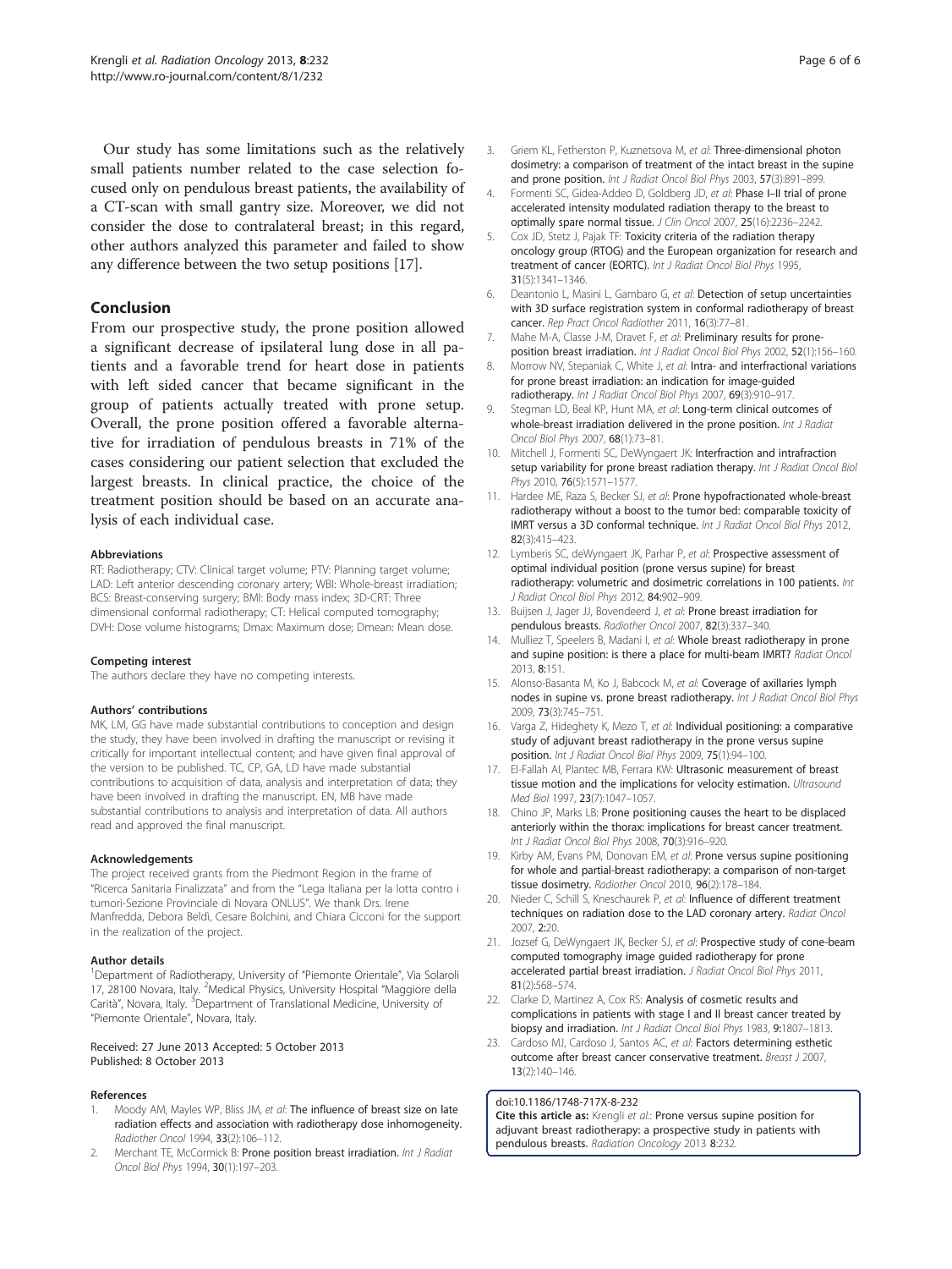Our study has some limitations such as the relatively small patients number related to the case selection focused only on pendulous breast patients, the availability of a CT-scan with small gantry size. Moreover, we did not consider the dose to contralateral breast; in this regard, other authors analyzed this parameter and failed to show any difference between the two setup positions [17].

## Conclusion

From our prospective study, the prone position allowed a significant decrease of ipsilateral lung dose in all patients and a favorable trend for heart dose in patients with left sided cancer that became significant in the group of patients actually treated with prone setup. Overall, the prone position offered a favorable alternative for irradiation of pendulous breasts in 71% of the cases considering our patient selection that excluded the largest breasts. In clinical practice, the choice of the treatment position should be based on an accurate analysis of each individual case.

#### Abbreviations

RT: Radiotherapy; CTV: Clinical target volume; PTV: Planning target volume; LAD: Left anterior descending coronary artery; WBI: Whole-breast irradiation; BCS: Breast-conserving surgery; BMI: Body mass index; 3D-CRT: Three dimensional conformal radiotherapy; CT: Helical computed tomography; DVH: Dose volume histograms; Dmax: Maximum dose; Dmean: Mean dose.

#### Competing interest

The authors declare they have no competing interests.

#### Authors' contributions

MK, LM, GG have made substantial contributions to conception and design the study, they have been involved in drafting the manuscript or revising it critically for important intellectual content; and have given final approval of the version to be published. TC, CP, GA, LD have made substantial contributions to acquisition of data, analysis and interpretation of data; they have been involved in drafting the manuscript. EN, MB have made substantial contributions to analysis and interpretation of data. All authors read and approved the final manuscript.

#### Acknowledgements

The project received grants from the Piedmont Region in the frame of "Ricerca Sanitaria Finalizzata" and from the "Lega Italiana per la lotta contro i tumori-Sezione Provinciale di Novara ONLUS". We thank Drs. Irene Manfredda, Debora Beldì, Cesare Bolchini, and Chiara Cicconi for the support in the realization of the project.

#### Author details

[1]Department of Radiotherapy, University of "Piemonte Orientale", Via Solaroli 17, 28100 Novara, Italy. [2]Medical Physics, University Hospital "Maggiore della Carità", Novara, Italy. [3]Department of Translational Medicine, University of "Piemonte Orientale", Novara, Italy.

Received: 27 June 2013 Accepted: 5 October 2013
Published: 8 October 2013

#### References

1. Moody AM, Mayles WP, Bliss JM, *et al*: **The influence of breast size on late radiation effects and association with radiotherapy dose inhomogeneity.** *Radiother Oncol* 1994, **33**(2):106–112.
2. Merchant TE, McCormick B: **Prone position breast irradiation.** *Int J Radiat Oncol Biol Phys* 1994, **30**(1):197–203.
3. Griem KL, Fetherston P, Kuznetsova M, *et al*: **Three-dimensional photon dosimetry: a comparison of treatment of the intact breast in the supine and prone position.** *Int J Radiat Oncol Biol Phys* 2003, **57**(3):891–899.
4. Formenti SC, Gidea-Addeo D, Goldberg JD, *et al*: **Phase I–II trial of prone accelerated intensity modulated radiation therapy to the breast to optimally spare normal tissue.** *J Clin Oncol* 2007, **25**(16):2236–2242.
5. Cox JD, Stetz J, Pajak TF: **Toxicity criteria of the radiation therapy oncology group (RTOG) and the European organization for research and treatment of cancer (EORTC).** *Int J Radiat Oncol Biol Phys* 1995, **31**(5):1341–1346.
6. Deantonio L, Masini L, Gambaro G, *et al*: **Detection of setup uncertainties with 3D surface registration system in conformal radiotherapy of breast cancer.** *Rep Pract Oncol Radiother* 2011, **16**(3):77–81.
7. Mahe M-A, Classe J-M, Dravet F, *et al*: **Preliminary results for prone-position breast irradiation.** *Int J Radiat Oncol Biol Phys* 2002, **52**(1):156–160.
8. Morrow NV, Stepaniak C, White J, *et al*: **Intra- and interfractional variations for prone breast irradiation: an indication for image-guided radiotherapy.** *Int J Radiat Oncol Biol Phys* 2007, **69**(3):910–917.
9. Stegman LD, Beal KP, Hunt MA, *et al*: **Long-term clinical outcomes of whole-breast irradiation delivered in the prone position.** *Int J Radiat Oncol Biol Phys* 2007, **68**(1):73–81.
10. Mitchell J, Formenti SC, deWyngaert JK: **Interfraction and intrafraction setup variability for prone breast radiation therapy.** *Int J Radiat Oncol Biol Phys* 2010, **76**(5):1571–1577.
11. Hardee ME, Raza S, Becker SJ, *et al*: **Prone hypofractionated whole-breast radiotherapy without a boost to the tumor bed: comparable toxicity of IMRT versus a 3D conformal technique.** *Int J Radiat Oncol Biol Phys* 2012, **82**(3):415–423.
12. Lymberis SC, deWyngaert JK, Parhar P, *et al*: **Prospective assessment of optimal individual position (prone versus supine) for breast radiotherapy: volumetric and dosimetric correlations in 100 patients.** *Int J Radiat Oncol Biol Phys* 2012, **84**:902–909.
13. Buijsen J, Jager JJ, Bovendeerd J, *et al*: **Prone breast irradiation for pendulous breasts.** *Radiother Oncol* 2007, **82**(3):337–340.
14. Mulliez T, Speelers B, Madani I, *et al*: **Whole breast radiotherapy in prone and supine position: is there a place for multi-beam IMRT?** *Radiat Oncol* 2013, **8**:151.
15. Alonso-Basanta M, Ko J, Babcock M, *et al*: **Coverage of axillaries lymph nodes in supine vs. prone breast radiotherapy.** *Int J Radiat Oncol Biol Phys* 2009, **73**(3):745–751.
16. Varga Z, Hideghety K, Mezo T, *et al*: **Individual positioning: a comparative study of adjuvant breast radiotherapy in the prone versus supine position.** *Int J Radiat Oncol Biol Phys* 2009, **75**(1):94–100.
17. El-Fallah AI, Plantec MB, Ferrara KW: **Ultrasonic measurement of breast tissue motion and the implications for velocity estimation.** *Ultrasound Med Biol* 1997, **23**(7):1047–1057.
18. Chino JP, Marks LB: **Prone positioning causes the heart to be displaced anteriorly within the thorax: implications for breast cancer treatment.** *Int J Radiat Oncol Biol Phys* 2008, **70**(3):916–920.
19. Kirby AM, Evans PM, Donovan EM, *et al*: **Prone versus supine positioning for whole and partial-breast radiotherapy: a comparison of non-target tissue dosimetry.** *Radiother Oncol* 2010, **96**(2):178–184.
20. Nieder C, Schill S, Kneschaurek P, *et al*: **Influence of different treatment techniques on radiation dose to the LAD coronary artery.** *Radiat Oncol* 2007, **2**:20.
21. Jozsef G, DeWyngaert JK, Becker SJ, *et al*: **Prospective study of cone-beam computed tomography image guided radiotherapy for prone accelerated partial breast irradiation.** *J Radiat Oncol Biol Phys* 2011, **81**(2):568–574.
22. Clarke D, Martinez A, Cox RS: **Analysis of cosmetic results and complications in patients with stage I and II breast cancer treated by biopsy and irradiation.** *Int J Radiat Oncol Biol Phys* 1983, **9**:1807–1813.
23. Cardoso MJ, Cardoso J, Santos AC, *et al*: **Factors determining esthetic outcome after breast cancer conservative treatment.** *Breast J* 2007, **13**(2):140–146.

doi:10.1186/1748-717X-8-232
**Cite this article as:** Krengli *et al.*: Prone versus supine position for adjuvant breast radiotherapy: a prospective study in patients with pendulous breasts. *Radiation Oncology* 2013 **8**:232.